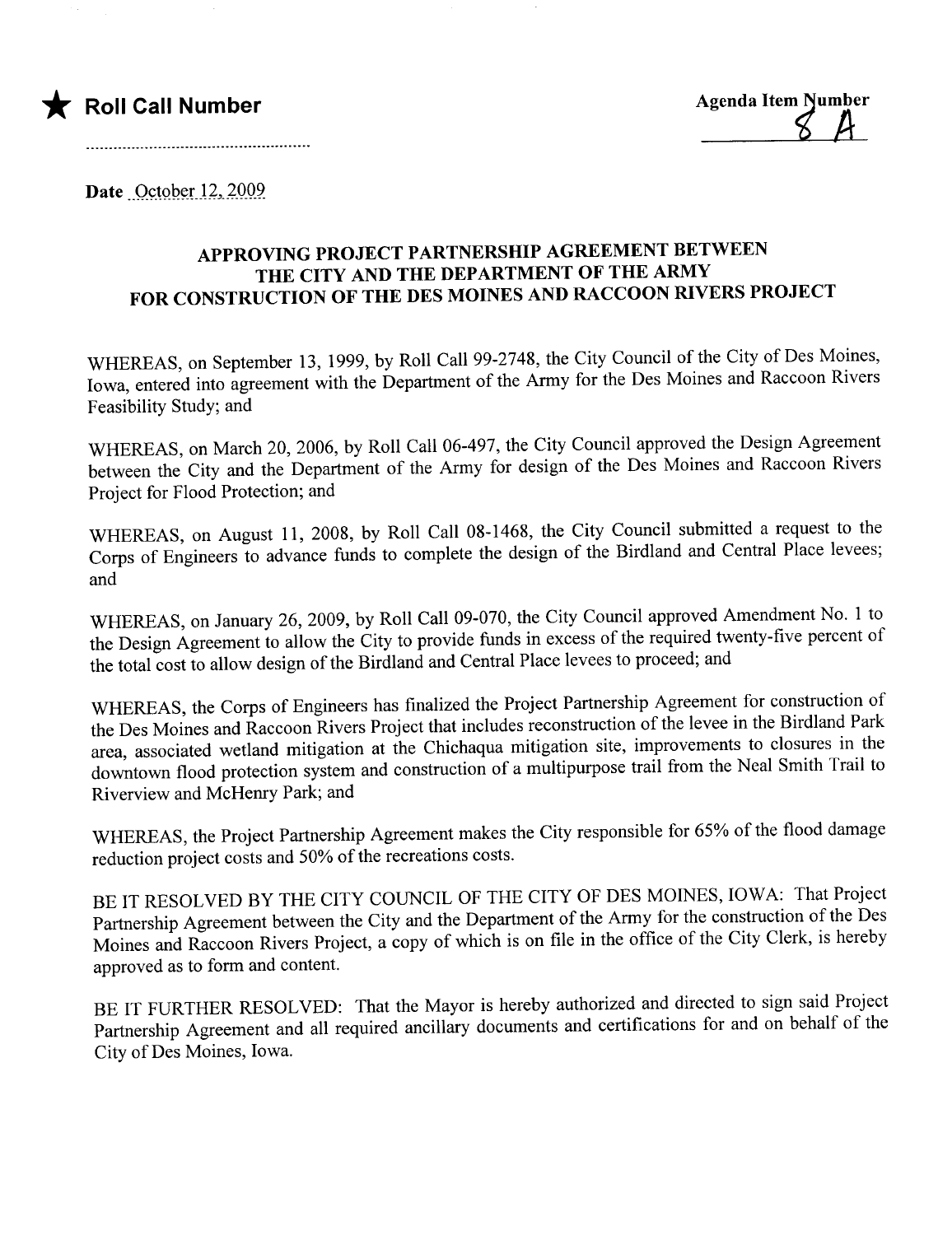★ **Roll Call Number**

..................................................

**Agenda Item Number**
8 A

Date October 12, 2009

## APPROVING PROJECT PARTNERSHIP AGREEMENT BETWEEN THE CITY AND THE DEPARTMENT OF THE ARMY FOR CONSTRUCTION OF THE DES MOINES AND RACCOON RIVERS PROJECT

WHEREAS, on September 13, 1999, by Roll Call 99-2748, the City Council of the City of Des Moines, Iowa, entered into agreement with the Department of the Army for the Des Moines and Raccoon Rivers Feasibility Study; and

WHEREAS, on March 20, 2006, by Roll Call 06-497, the City Council approved the Design Agreement between the City and the Department of the Army for design of the Des Moines and Raccoon Rivers Project for Flood Protection; and

WHEREAS, on August 11, 2008, by Roll Call 08-1468, the City Council submitted a request to the Corps of Engineers to advance funds to complete the design of the Birdland and Central Place levees; and

WHEREAS, on January 26, 2009, by Roll Call 09-070, the City Council approved Amendment No. 1 to the Design Agreement to allow the City to provide funds in excess of the required twenty-five percent of the total cost to allow design of the Birdland and Central Place levees to proceed; and

WHEREAS, the Corps of Engineers has finalized the Project Partnership Agreement for construction of the Des Moines and Raccoon Rivers Project that includes reconstruction of the levee in the Birdland Park area, associated wetland mitigation at the Chichaqua mitigation site, improvements to closures in the downtown flood protection system and construction of a multipurpose trail from the Neal Smith Trail to Riverview and McHenry Park; and

WHEREAS, the Project Partnership Agreement makes the City responsible for 65% of the flood damage reduction project costs and 50% of the recreations costs.

BE IT RESOLVED BY THE CITY COUNCIL OF THE CITY OF DES MOINES, IOWA: That Project Partnership Agreement between the City and the Department of the Army for the construction of the Des Moines and Raccoon Rivers Project, a copy of which is on file in the office of the City Clerk, is hereby approved as to form and content.

BE IT FURTHER RESOLVED: That the Mayor is hereby authorized and directed to sign said Project Partnership Agreement and all required ancillary documents and certifications for and on behalf of the City of Des Moines, Iowa.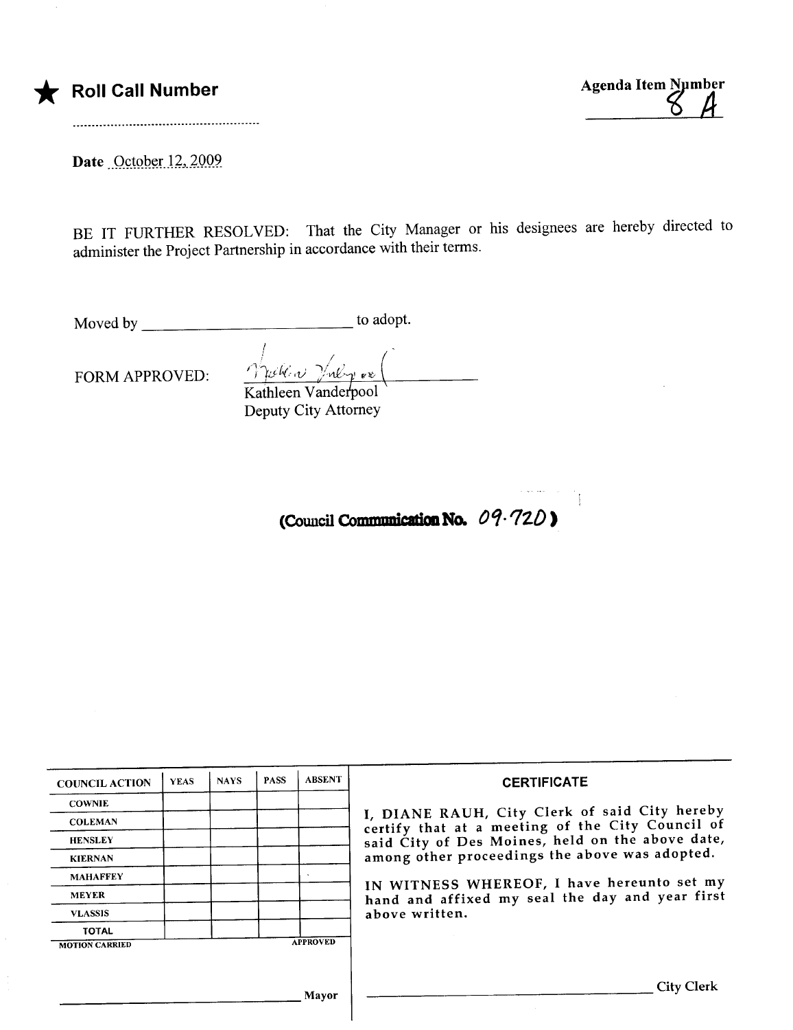★ **Roll Call Number**

..........................................................

Agenda Item Number
8 A

Date October 12, 2009

BE IT FURTHER RESOLVED: That the City Manager or his designees are hereby directed to administer the Project Partnership in accordance with their terms.

Moved by ____________________________ to adopt.

FORM APPROVED: Kathleen Vanderpool
Deputy City Attorney

**(Council Communication No. 09-720)**

| COUNCIL ACTION | YEAS | NAYS | PASS | ABSENT |
|---|---|---|---|---|
| COWNIE | | | | |
| COLEMAN | | | | |
| HENSLEY | | | | |
| KIERNAN | | | | |
| MAHAFFEY | | | | |
| MEYER | | | | |
| VLASSIS | | | | |
| TOTAL | | | | |
| MOTION CARRIED | | | | APPROVED |

____________________________ Mayor

**CERTIFICATE**

I, DIANE RAUH, City Clerk of said City hereby certify that at a meeting of the City Council of said City of Des Moines, held on the above date, among other proceedings the above was adopted.

IN WITNESS WHEREOF, I have hereunto set my hand and affixed my seal the day and year first above written.

____________________________ City Clerk